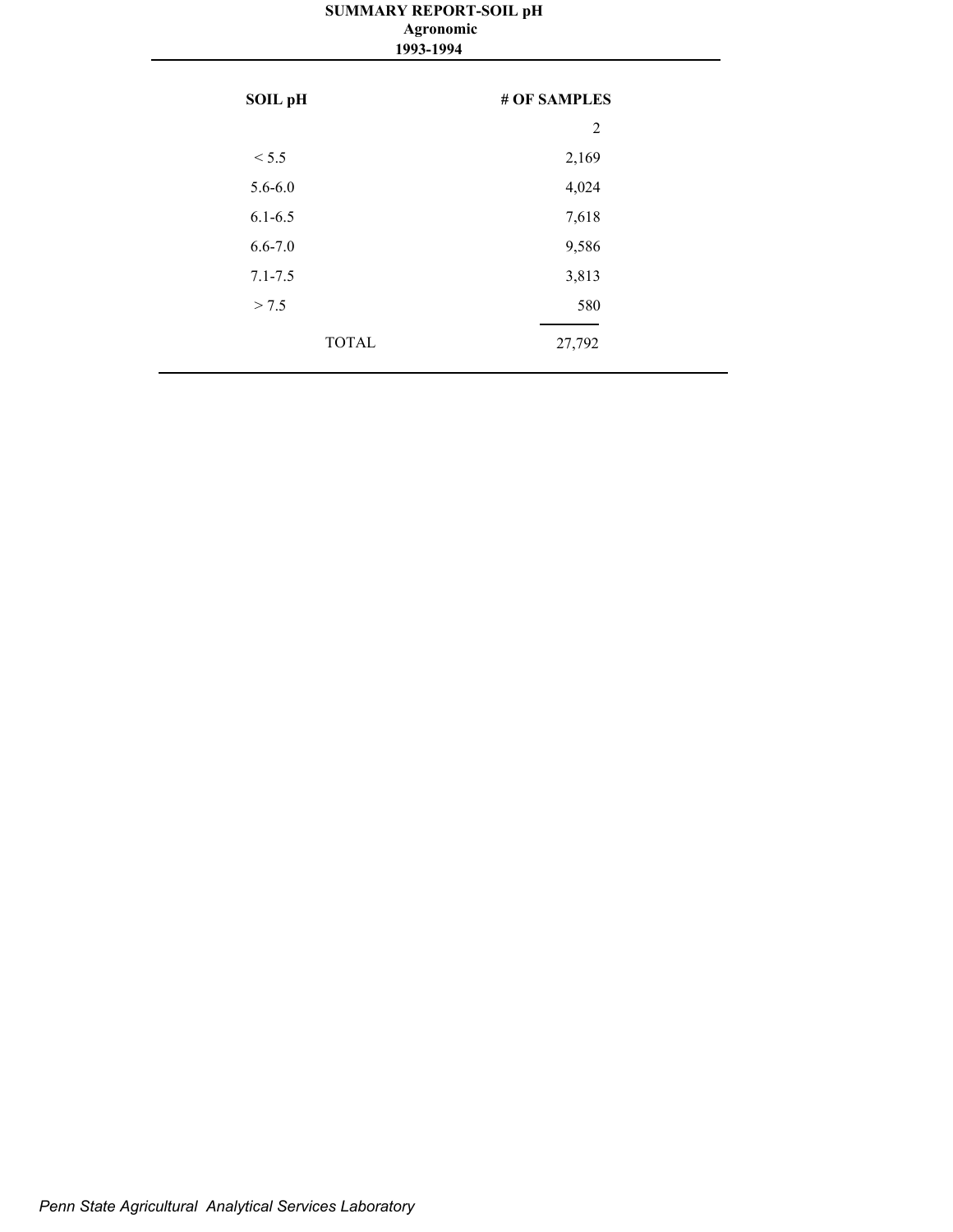# SUMMARY REPORT-SOIL pH

**Agronomic**

**1993-1994**

| SOIL pH | # OF SAMPLES |
|---|---|
| | 2 |
| < 5.5 | 2,169 |
| 5.6-6.0 | 4,024 |
| 6.1-6.5 | 7,618 |
| 6.6-7.0 | 9,586 |
| 7.1-7.5 | 3,813 |
| > 7.5 | 580 |
| TOTAL | 27,792 |

*Penn State Agricultural Analytical Services Laboratory*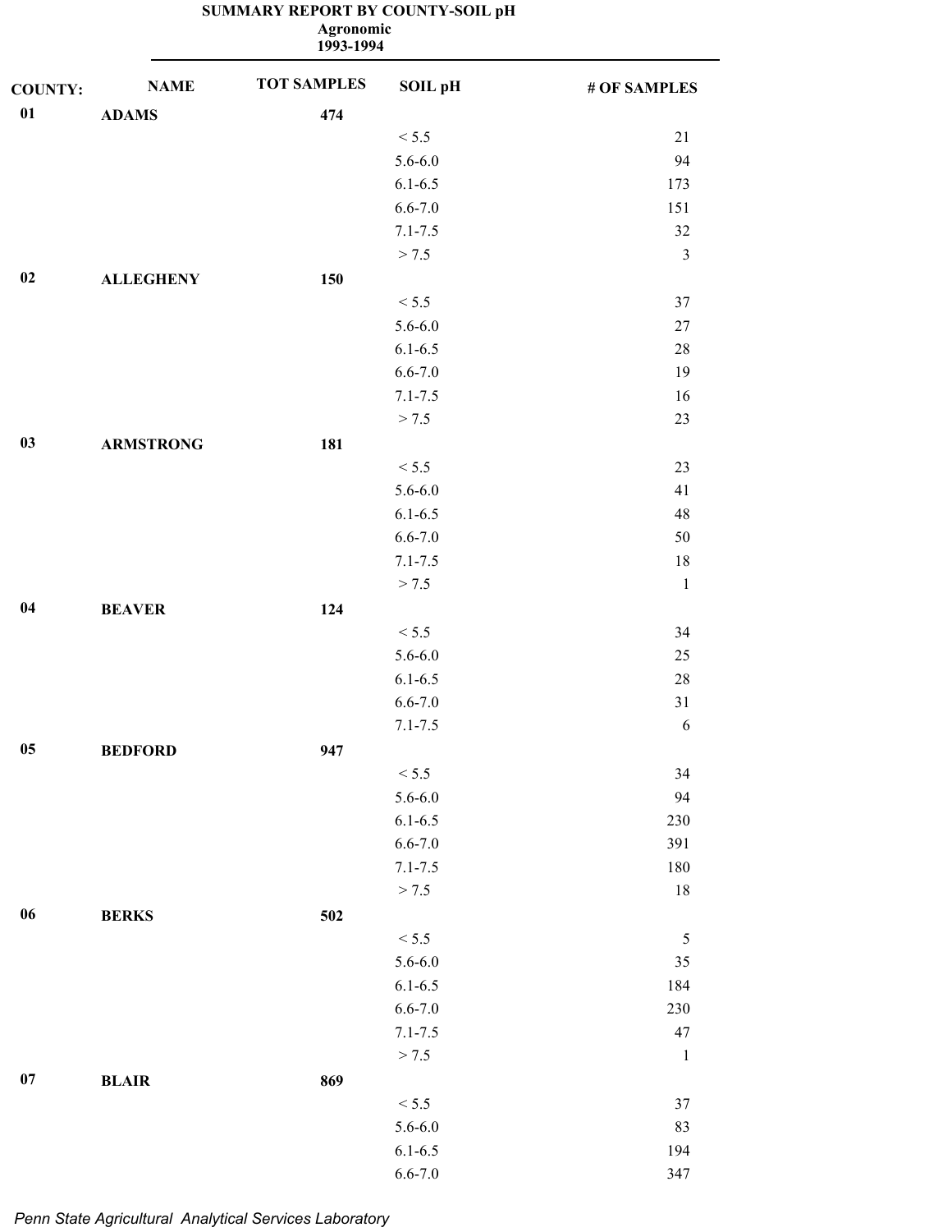**SUMMARY REPORT BY COUNTY-SOIL pH**
**Agronomic**
**1993-1994**

| COUNTY: | NAME | TOT SAMPLES | SOIL pH | # OF SAMPLES |
|---|---|---|---|---|
| **01** | **ADAMS** | **474** | | |
| | | | < 5.5 | 21 |
| | | | 5.6-6.0 | 94 |
| | | | 6.1-6.5 | 173 |
| | | | 6.6-7.0 | 151 |
| | | | 7.1-7.5 | 32 |
| | | | > 7.5 | 3 |
| **02** | **ALLEGHENY** | **150** | | |
| | | | < 5.5 | 37 |
| | | | 5.6-6.0 | 27 |
| | | | 6.1-6.5 | 28 |
| | | | 6.6-7.0 | 19 |
| | | | 7.1-7.5 | 16 |
| | | | > 7.5 | 23 |
| **03** | **ARMSTRONG** | **181** | | |
| | | | < 5.5 | 23 |
| | | | 5.6-6.0 | 41 |
| | | | 6.1-6.5 | 48 |
| | | | 6.6-7.0 | 50 |
| | | | 7.1-7.5 | 18 |
| | | | > 7.5 | 1 |
| **04** | **BEAVER** | **124** | | |
| | | | < 5.5 | 34 |
| | | | 5.6-6.0 | 25 |
| | | | 6.1-6.5 | 28 |
| | | | 6.6-7.0 | 31 |
| | | | 7.1-7.5 | 6 |
| **05** | **BEDFORD** | **947** | | |
| | | | < 5.5 | 34 |
| | | | 5.6-6.0 | 94 |
| | | | 6.1-6.5 | 230 |
| | | | 6.6-7.0 | 391 |
| | | | 7.1-7.5 | 180 |
| | | | > 7.5 | 18 |
| **06** | **BERKS** | **502** | | |
| | | | < 5.5 | 5 |
| | | | 5.6-6.0 | 35 |
| | | | 6.1-6.5 | 184 |
| | | | 6.6-7.0 | 230 |
| | | | 7.1-7.5 | 47 |
| | | | > 7.5 | 1 |
| **07** | **BLAIR** | **869** | | |
| | | | < 5.5 | 37 |
| | | | 5.6-6.0 | 83 |
| | | | 6.1-6.5 | 194 |
| | | | 6.6-7.0 | 347 |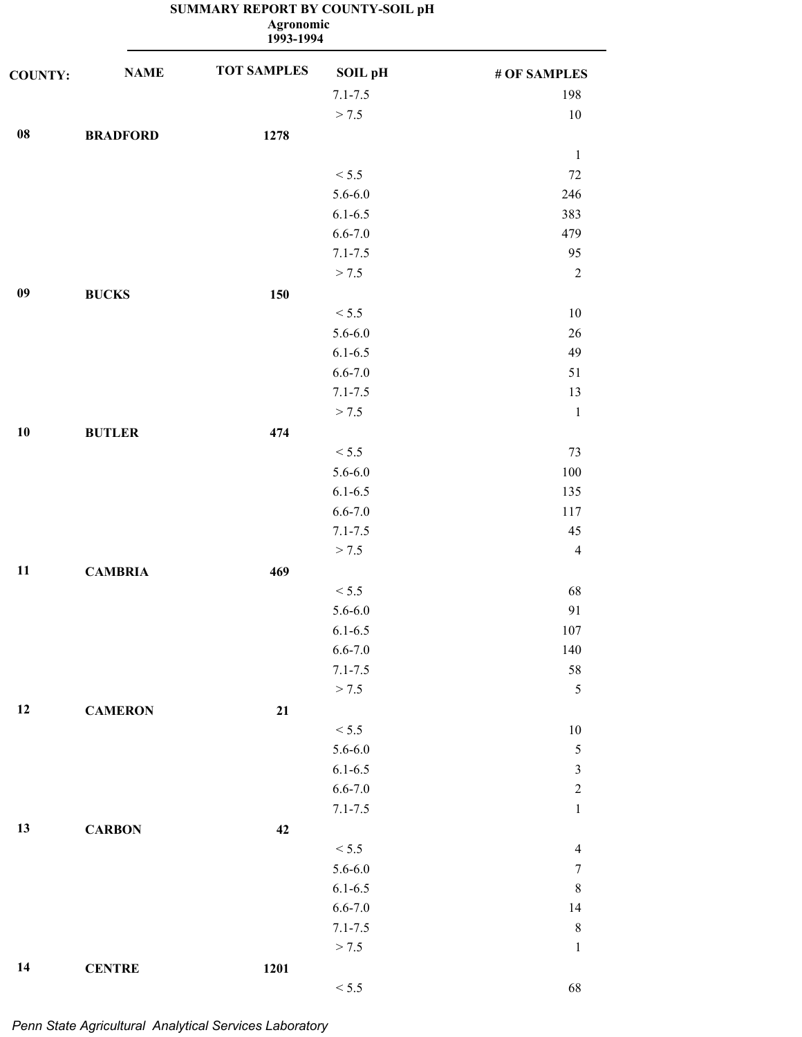**SUMMARY REPORT BY COUNTY-SOIL pH**
**Agronomic**
**1993-1994**

| COUNTY: | NAME | TOT SAMPLES | SOIL pH | # OF SAMPLES |
|---|---|---|---|---|
| | | | 7.1-7.5 | 198 |
| | | | > 7.5 | 10 |
| **08** | **BRADFORD** | **1278** | | |
| | | | | 1 |
| | | | < 5.5 | 72 |
| | | | 5.6-6.0 | 246 |
| | | | 6.1-6.5 | 383 |
| | | | 6.6-7.0 | 479 |
| | | | 7.1-7.5 | 95 |
| | | | > 7.5 | 2 |
| **09** | **BUCKS** | **150** | | |
| | | | < 5.5 | 10 |
| | | | 5.6-6.0 | 26 |
| | | | 6.1-6.5 | 49 |
| | | | 6.6-7.0 | 51 |
| | | | 7.1-7.5 | 13 |
| | | | > 7.5 | 1 |
| **10** | **BUTLER** | **474** | | |
| | | | < 5.5 | 73 |
| | | | 5.6-6.0 | 100 |
| | | | 6.1-6.5 | 135 |
| | | | 6.6-7.0 | 117 |
| | | | 7.1-7.5 | 45 |
| | | | > 7.5 | 4 |
| **11** | **CAMBRIA** | **469** | | |
| | | | < 5.5 | 68 |
| | | | 5.6-6.0 | 91 |
| | | | 6.1-6.5 | 107 |
| | | | 6.6-7.0 | 140 |
| | | | 7.1-7.5 | 58 |
| | | | > 7.5 | 5 |
| **12** | **CAMERON** | **21** | | |
| | | | < 5.5 | 10 |
| | | | 5.6-6.0 | 5 |
| | | | 6.1-6.5 | 3 |
| | | | 6.6-7.0 | 2 |
| | | | 7.1-7.5 | 1 |
| **13** | **CARBON** | **42** | | |
| | | | < 5.5 | 4 |
| | | | 5.6-6.0 | 7 |
| | | | 6.1-6.5 | 8 |
| | | | 6.6-7.0 | 14 |
| | | | 7.1-7.5 | 8 |
| | | | > 7.5 | 1 |
| **14** | **CENTRE** | **1201** | | |
| | | | < 5.5 | 68 |

*Penn State Agricultural Analytical Services Laboratory*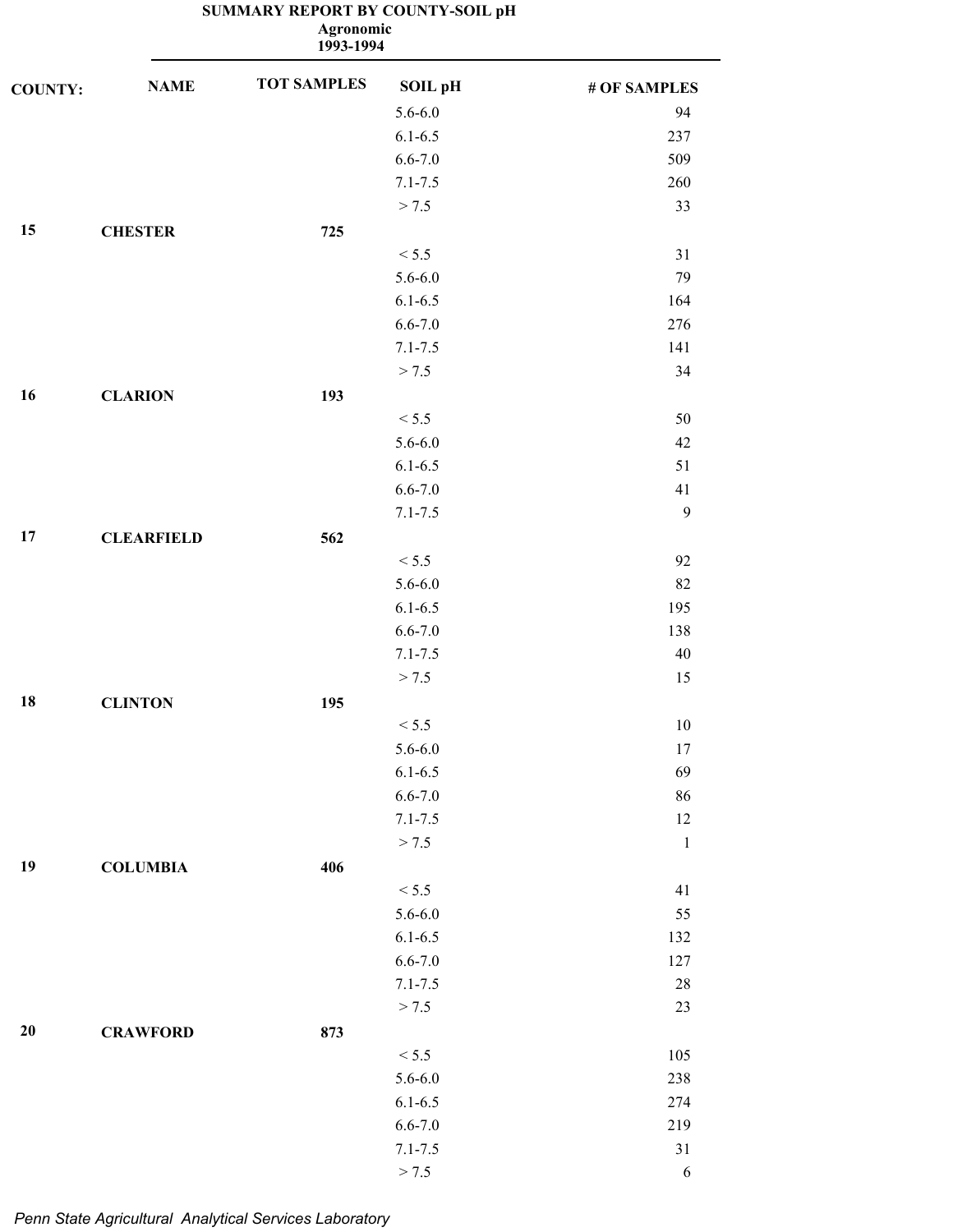**SUMMARY REPORT BY COUNTY-SOIL pH**
**Agronomic**
**1993-1994**

| COUNTY: | NAME | TOT SAMPLES | SOIL pH | # OF SAMPLES |
|---|---|---|---|---|
| | | | 5.6-6.0 | 94 |
| | | | 6.1-6.5 | 237 |
| | | | 6.6-7.0 | 509 |
| | | | 7.1-7.5 | 260 |
| | | | > 7.5 | 33 |
| **15** | **CHESTER** | **725** | | |
| | | | < 5.5 | 31 |
| | | | 5.6-6.0 | 79 |
| | | | 6.1-6.5 | 164 |
| | | | 6.6-7.0 | 276 |
| | | | 7.1-7.5 | 141 |
| | | | > 7.5 | 34 |
| **16** | **CLARION** | **193** | | |
| | | | < 5.5 | 50 |
| | | | 5.6-6.0 | 42 |
| | | | 6.1-6.5 | 51 |
| | | | 6.6-7.0 | 41 |
| | | | 7.1-7.5 | 9 |
| **17** | **CLEARFIELD** | **562** | | |
| | | | < 5.5 | 92 |
| | | | 5.6-6.0 | 82 |
| | | | 6.1-6.5 | 195 |
| | | | 6.6-7.0 | 138 |
| | | | 7.1-7.5 | 40 |
| | | | > 7.5 | 15 |
| **18** | **CLINTON** | **195** | | |
| | | | < 5.5 | 10 |
| | | | 5.6-6.0 | 17 |
| | | | 6.1-6.5 | 69 |
| | | | 6.6-7.0 | 86 |
| | | | 7.1-7.5 | 12 |
| | | | > 7.5 | 1 |
| **19** | **COLUMBIA** | **406** | | |
| | | | < 5.5 | 41 |
| | | | 5.6-6.0 | 55 |
| | | | 6.1-6.5 | 132 |
| | | | 6.6-7.0 | 127 |
| | | | 7.1-7.5 | 28 |
| | | | > 7.5 | 23 |
| **20** | **CRAWFORD** | **873** | | |
| | | | < 5.5 | 105 |
| | | | 5.6-6.0 | 238 |
| | | | 6.1-6.5 | 274 |
| | | | 6.6-7.0 | 219 |
| | | | 7.1-7.5 | 31 |
| | | | > 7.5 | 6 |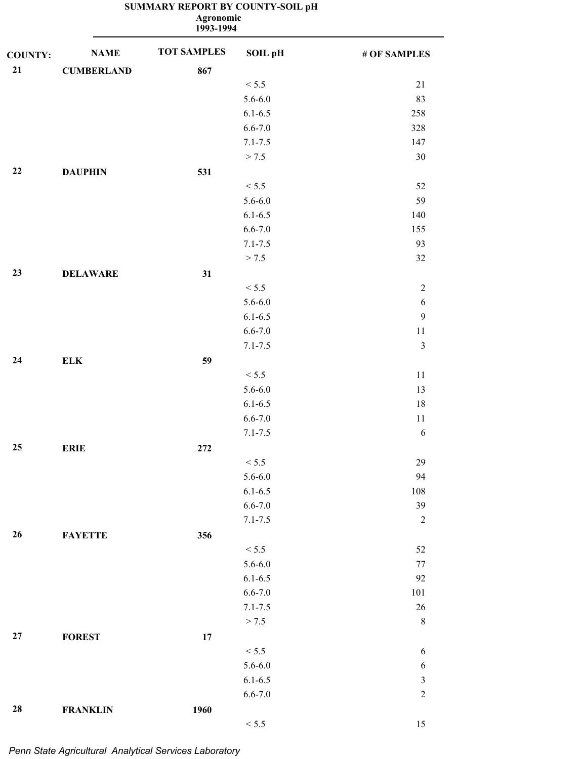**SUMMARY REPORT BY COUNTY-SOIL pH**
**Agronomic**
**1993-1994**

| COUNTY: | NAME | TOT SAMPLES | SOIL pH | # OF SAMPLES |
|---|---|---|---|---|
| 21 | CUMBERLAND | 867 | | |
| | | | < 5.5 | 21 |
| | | | 5.6-6.0 | 83 |
| | | | 6.1-6.5 | 258 |
| | | | 6.6-7.0 | 328 |
| | | | 7.1-7.5 | 147 |
| | | | > 7.5 | 30 |
| 22 | DAUPHIN | 531 | | |
| | | | < 5.5 | 52 |
| | | | 5.6-6.0 | 59 |
| | | | 6.1-6.5 | 140 |
| | | | 6.6-7.0 | 155 |
| | | | 7.1-7.5 | 93 |
| | | | > 7.5 | 32 |
| 23 | DELAWARE | 31 | | |
| | | | < 5.5 | 2 |
| | | | 5.6-6.0 | 6 |
| | | | 6.1-6.5 | 9 |
| | | | 6.6-7.0 | 11 |
| | | | 7.1-7.5 | 3 |
| 24 | ELK | 59 | | |
| | | | < 5.5 | 11 |
| | | | 5.6-6.0 | 13 |
| | | | 6.1-6.5 | 18 |
| | | | 6.6-7.0 | 11 |
| | | | 7.1-7.5 | 6 |
| 25 | ERIE | 272 | | |
| | | | < 5.5 | 29 |
| | | | 5.6-6.0 | 94 |
| | | | 6.1-6.5 | 108 |
| | | | 6.6-7.0 | 39 |
| | | | 7.1-7.5 | 2 |
| 26 | FAYETTE | 356 | | |
| | | | < 5.5 | 52 |
| | | | 5.6-6.0 | 77 |
| | | | 6.1-6.5 | 92 |
| | | | 6.6-7.0 | 101 |
| | | | 7.1-7.5 | 26 |
| | | | > 7.5 | 8 |
| 27 | FOREST | 17 | | |
| | | | < 5.5 | 6 |
| | | | 5.6-6.0 | 6 |
| | | | 6.1-6.5 | 3 |
| | | | 6.6-7.0 | 2 |
| 28 | FRANKLIN | 1960 | | |
| | | | < 5.5 | 15 |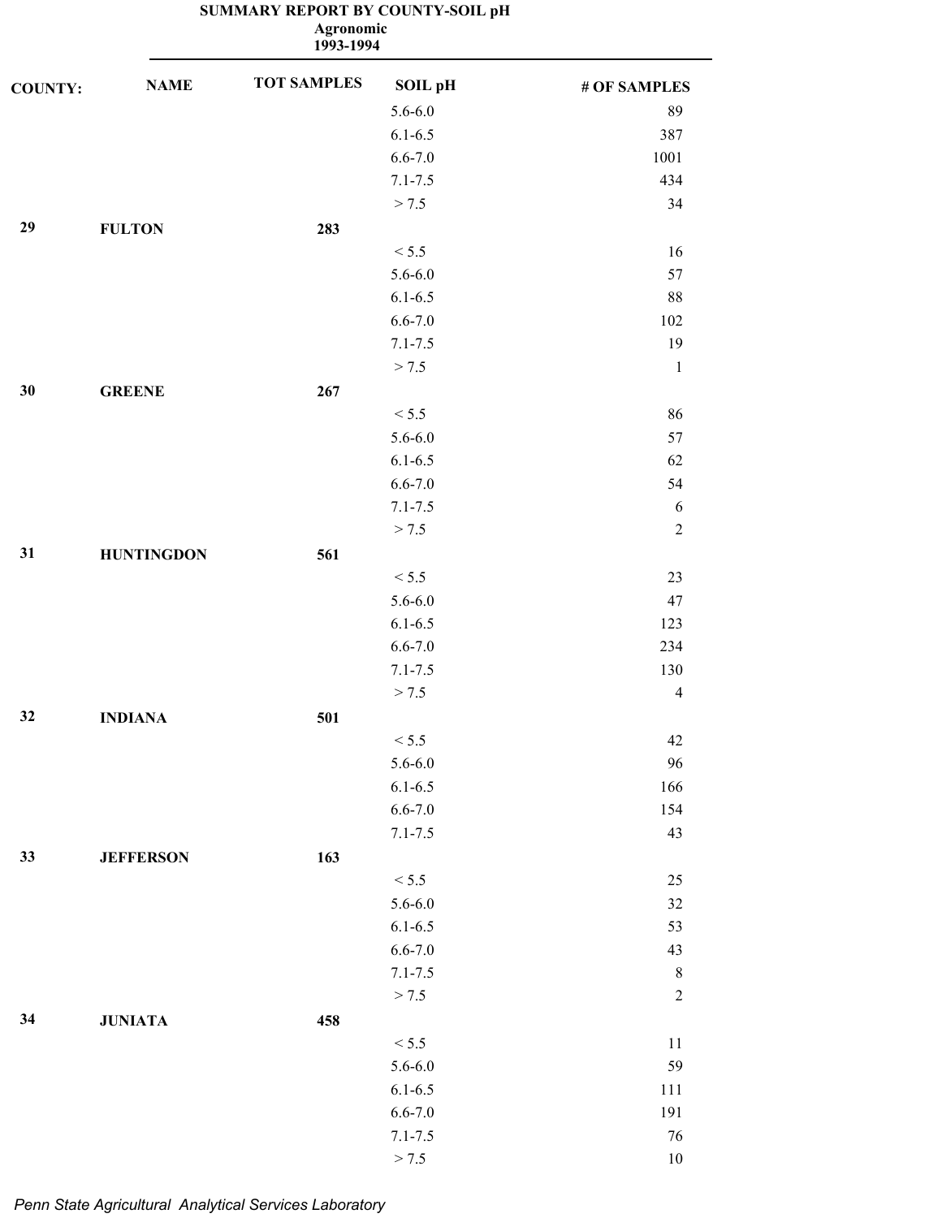**SUMMARY REPORT BY COUNTY-SOIL pH**
**Agronomic**
**1993-1994**

| COUNTY: | NAME | TOT SAMPLES | SOIL pH | # OF SAMPLES |
|---|---|---|---|---|
| | | | 5.6-6.0 | 89 |
| | | | 6.1-6.5 | 387 |
| | | | 6.6-7.0 | 1001 |
| | | | 7.1-7.5 | 434 |
| | | | > 7.5 | 34 |
| **29** | **FULTON** | **283** | | |
| | | | < 5.5 | 16 |
| | | | 5.6-6.0 | 57 |
| | | | 6.1-6.5 | 88 |
| | | | 6.6-7.0 | 102 |
| | | | 7.1-7.5 | 19 |
| | | | > 7.5 | 1 |
| **30** | **GREENE** | **267** | | |
| | | | < 5.5 | 86 |
| | | | 5.6-6.0 | 57 |
| | | | 6.1-6.5 | 62 |
| | | | 6.6-7.0 | 54 |
| | | | 7.1-7.5 | 6 |
| | | | > 7.5 | 2 |
| **31** | **HUNTINGDON** | **561** | | |
| | | | < 5.5 | 23 |
| | | | 5.6-6.0 | 47 |
| | | | 6.1-6.5 | 123 |
| | | | 6.6-7.0 | 234 |
| | | | 7.1-7.5 | 130 |
| | | | > 7.5 | 4 |
| **32** | **INDIANA** | **501** | | |
| | | | < 5.5 | 42 |
| | | | 5.6-6.0 | 96 |
| | | | 6.1-6.5 | 166 |
| | | | 6.6-7.0 | 154 |
| | | | 7.1-7.5 | 43 |
| **33** | **JEFFERSON** | **163** | | |
| | | | < 5.5 | 25 |
| | | | 5.6-6.0 | 32 |
| | | | 6.1-6.5 | 53 |
| | | | 6.6-7.0 | 43 |
| | | | 7.1-7.5 | 8 |
| | | | > 7.5 | 2 |
| **34** | **JUNIATA** | **458** | | |
| | | | < 5.5 | 11 |
| | | | 5.6-6.0 | 59 |
| | | | 6.1-6.5 | 111 |
| | | | 6.6-7.0 | 191 |
| | | | 7.1-7.5 | 76 |
| | | | > 7.5 | 10 |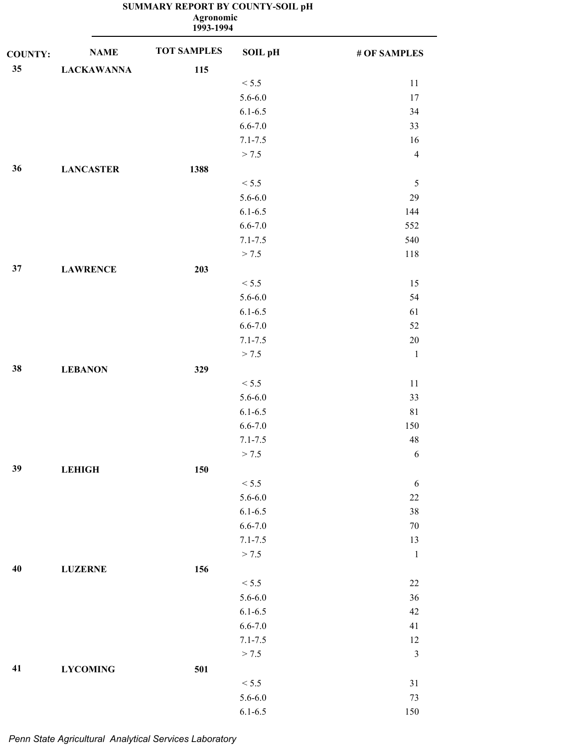**SUMMARY REPORT BY COUNTY-SOIL pH**
**Agronomic**
**1993-1994**

| COUNTY: | NAME | TOT SAMPLES | SOIL pH | # OF SAMPLES |
|---|---|---|---|---|
| 35 | LACKAWANNA | 115 | | |
| | | | < 5.5 | 11 |
| | | | 5.6-6.0 | 17 |
| | | | 6.1-6.5 | 34 |
| | | | 6.6-7.0 | 33 |
| | | | 7.1-7.5 | 16 |
| | | | > 7.5 | 4 |
| 36 | LANCASTER | 1388 | | |
| | | | < 5.5 | 5 |
| | | | 5.6-6.0 | 29 |
| | | | 6.1-6.5 | 144 |
| | | | 6.6-7.0 | 552 |
| | | | 7.1-7.5 | 540 |
| | | | > 7.5 | 118 |
| 37 | LAWRENCE | 203 | | |
| | | | < 5.5 | 15 |
| | | | 5.6-6.0 | 54 |
| | | | 6.1-6.5 | 61 |
| | | | 6.6-7.0 | 52 |
| | | | 7.1-7.5 | 20 |
| | | | > 7.5 | 1 |
| 38 | LEBANON | 329 | | |
| | | | < 5.5 | 11 |
| | | | 5.6-6.0 | 33 |
| | | | 6.1-6.5 | 81 |
| | | | 6.6-7.0 | 150 |
| | | | 7.1-7.5 | 48 |
| | | | > 7.5 | 6 |
| 39 | LEHIGH | 150 | | |
| | | | < 5.5 | 6 |
| | | | 5.6-6.0 | 22 |
| | | | 6.1-6.5 | 38 |
| | | | 6.6-7.0 | 70 |
| | | | 7.1-7.5 | 13 |
| | | | > 7.5 | 1 |
| 40 | LUZERNE | 156 | | |
| | | | < 5.5 | 22 |
| | | | 5.6-6.0 | 36 |
| | | | 6.1-6.5 | 42 |
| | | | 6.6-7.0 | 41 |
| | | | 7.1-7.5 | 12 |
| | | | > 7.5 | 3 |
| 41 | LYCOMING | 501 | | |
| | | | < 5.5 | 31 |
| | | | 5.6-6.0 | 73 |
| | | | 6.1-6.5 | 150 |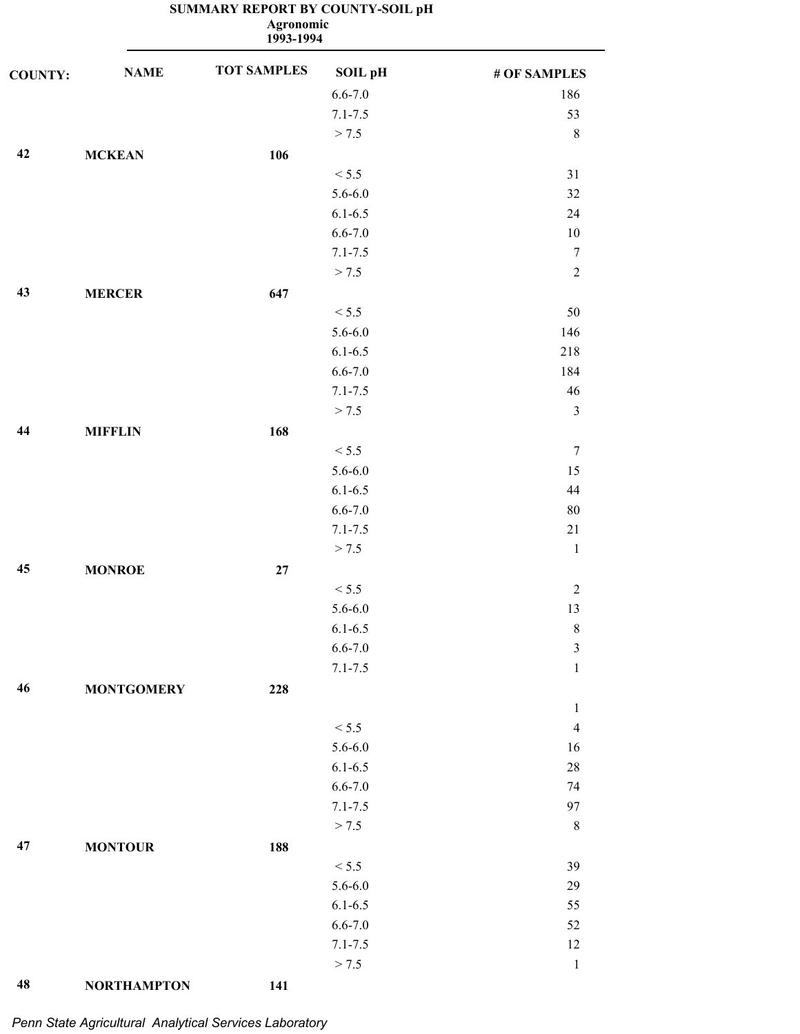# SUMMARY REPORT BY COUNTY-SOIL pH

**Agronomic**

**1993-1994**

| COUNTY: | NAME | TOT SAMPLES | SOIL pH | # OF SAMPLES |
|---|---|---|---|---|
| | | | 6.6-7.0 | 186 |
| | | | 7.1-7.5 | 53 |
| | | | > 7.5 | 8 |
| **42** | **MCKEAN** | **106** | | |
| | | | < 5.5 | 31 |
| | | | 5.6-6.0 | 32 |
| | | | 6.1-6.5 | 24 |
| | | | 6.6-7.0 | 10 |
| | | | 7.1-7.5 | 7 |
| | | | > 7.5 | 2 |
| **43** | **MERCER** | **647** | | |
| | | | < 5.5 | 50 |
| | | | 5.6-6.0 | 146 |
| | | | 6.1-6.5 | 218 |
| | | | 6.6-7.0 | 184 |
| | | | 7.1-7.5 | 46 |
| | | | > 7.5 | 3 |
| **44** | **MIFFLIN** | **168** | | |
| | | | < 5.5 | 7 |
| | | | 5.6-6.0 | 15 |
| | | | 6.1-6.5 | 44 |
| | | | 6.6-7.0 | 80 |
| | | | 7.1-7.5 | 21 |
| | | | > 7.5 | 1 |
| **45** | **MONROE** | **27** | | |
| | | | < 5.5 | 2 |
| | | | 5.6-6.0 | 13 |
| | | | 6.1-6.5 | 8 |
| | | | 6.6-7.0 | 3 |
| | | | 7.1-7.5 | 1 |
| **46** | **MONTGOMERY** | **228** | | |
| | | | | 1 |
| | | | < 5.5 | 4 |
| | | | 5.6-6.0 | 16 |
| | | | 6.1-6.5 | 28 |
| | | | 6.6-7.0 | 74 |
| | | | 7.1-7.5 | 97 |
| | | | > 7.5 | 8 |
| **47** | **MONTOUR** | **188** | | |
| | | | < 5.5 | 39 |
| | | | 5.6-6.0 | 29 |
| | | | 6.1-6.5 | 55 |
| | | | 6.6-7.0 | 52 |
| | | | 7.1-7.5 | 12 |
| | | | > 7.5 | 1 |
| **48** | **NORTHAMPTON** | **141** | | |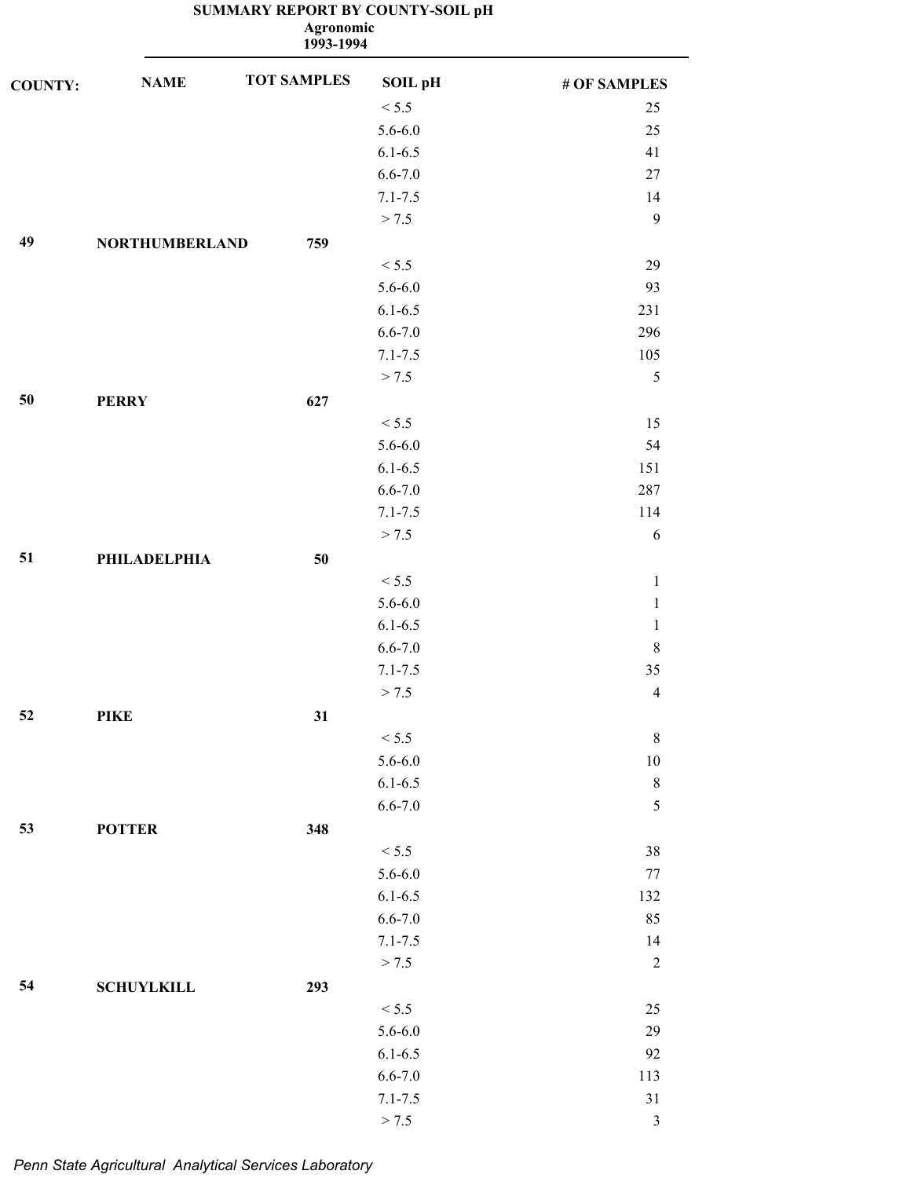**SUMMARY REPORT BY COUNTY-SOIL pH**
**Agronomic**
**1993-1994**

| COUNTY: | NAME | TOT SAMPLES | SOIL pH | # OF SAMPLES |
|---|---|---|---|---|
| | | | < 5.5 | 25 |
| | | | 5.6-6.0 | 25 |
| | | | 6.1-6.5 | 41 |
| | | | 6.6-7.0 | 27 |
| | | | 7.1-7.5 | 14 |
| | | | > 7.5 | 9 |
| **49** | **NORTHUMBERLAND** | **759** | | |
| | | | < 5.5 | 29 |
| | | | 5.6-6.0 | 93 |
| | | | 6.1-6.5 | 231 |
| | | | 6.6-7.0 | 296 |
| | | | 7.1-7.5 | 105 |
| | | | > 7.5 | 5 |
| **50** | **PERRY** | **627** | | |
| | | | < 5.5 | 15 |
| | | | 5.6-6.0 | 54 |
| | | | 6.1-6.5 | 151 |
| | | | 6.6-7.0 | 287 |
| | | | 7.1-7.5 | 114 |
| | | | > 7.5 | 6 |
| **51** | **PHILADELPHIA** | **50** | | |
| | | | < 5.5 | 1 |
| | | | 5.6-6.0 | 1 |
| | | | 6.1-6.5 | 1 |
| | | | 6.6-7.0 | 8 |
| | | | 7.1-7.5 | 35 |
| | | | > 7.5 | 4 |
| **52** | **PIKE** | **31** | | |
| | | | < 5.5 | 8 |
| | | | 5.6-6.0 | 10 |
| | | | 6.1-6.5 | 8 |
| | | | 6.6-7.0 | 5 |
| **53** | **POTTER** | **348** | | |
| | | | < 5.5 | 38 |
| | | | 5.6-6.0 | 77 |
| | | | 6.1-6.5 | 132 |
| | | | 6.6-7.0 | 85 |
| | | | 7.1-7.5 | 14 |
| | | | > 7.5 | 2 |
| **54** | **SCHUYLKILL** | **293** | | |
| | | | < 5.5 | 25 |
| | | | 5.6-6.0 | 29 |
| | | | 6.1-6.5 | 92 |
| | | | 6.6-7.0 | 113 |
| | | | 7.1-7.5 | 31 |
| | | | > 7.5 | 3 |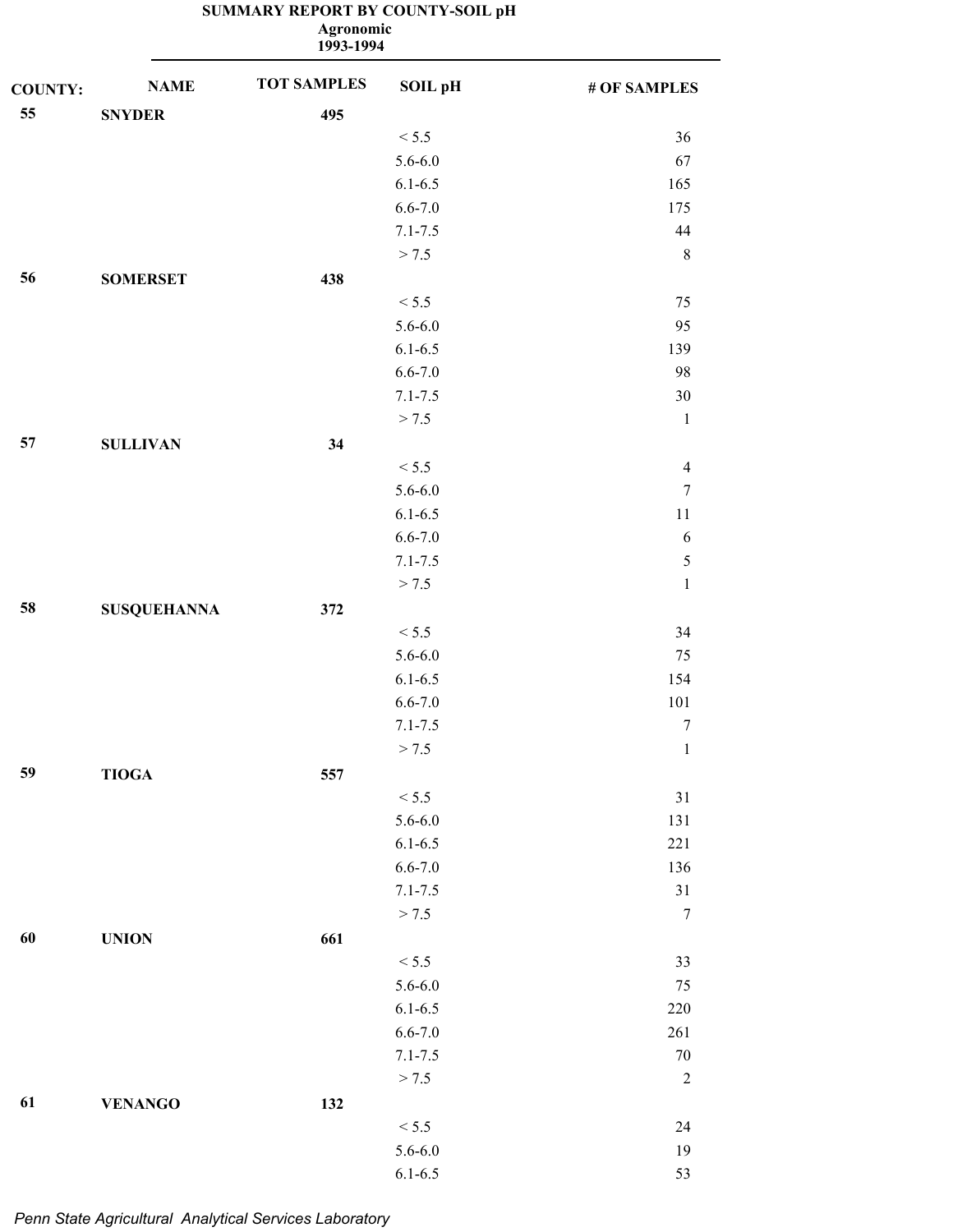**SUMMARY REPORT BY COUNTY-SOIL pH**
**Agronomic**
**1993-1994**

| COUNTY: | NAME | TOT SAMPLES | SOIL pH | # OF SAMPLES |
|---|---|---|---|---|
| **55** | **SNYDER** | **495** | | |
| | | | < 5.5 | 36 |
| | | | 5.6-6.0 | 67 |
| | | | 6.1-6.5 | 165 |
| | | | 6.6-7.0 | 175 |
| | | | 7.1-7.5 | 44 |
| | | | > 7.5 | 8 |
| **56** | **SOMERSET** | **438** | | |
| | | | < 5.5 | 75 |
| | | | 5.6-6.0 | 95 |
| | | | 6.1-6.5 | 139 |
| | | | 6.6-7.0 | 98 |
| | | | 7.1-7.5 | 30 |
| | | | > 7.5 | 1 |
| **57** | **SULLIVAN** | **34** | | |
| | | | < 5.5 | 4 |
| | | | 5.6-6.0 | 7 |
| | | | 6.1-6.5 | 11 |
| | | | 6.6-7.0 | 6 |
| | | | 7.1-7.5 | 5 |
| | | | > 7.5 | 1 |
| **58** | **SUSQUEHANNA** | **372** | | |
| | | | < 5.5 | 34 |
| | | | 5.6-6.0 | 75 |
| | | | 6.1-6.5 | 154 |
| | | | 6.6-7.0 | 101 |
| | | | 7.1-7.5 | 7 |
| | | | > 7.5 | 1 |
| **59** | **TIOGA** | **557** | | |
| | | | < 5.5 | 31 |
| | | | 5.6-6.0 | 131 |
| | | | 6.1-6.5 | 221 |
| | | | 6.6-7.0 | 136 |
| | | | 7.1-7.5 | 31 |
| | | | > 7.5 | 7 |
| **60** | **UNION** | **661** | | |
| | | | < 5.5 | 33 |
| | | | 5.6-6.0 | 75 |
| | | | 6.1-6.5 | 220 |
| | | | 6.6-7.0 | 261 |
| | | | 7.1-7.5 | 70 |
| | | | > 7.5 | 2 |
| **61** | **VENANGO** | **132** | | |
| | | | < 5.5 | 24 |
| | | | 5.6-6.0 | 19 |
| | | | 6.1-6.5 | 53 |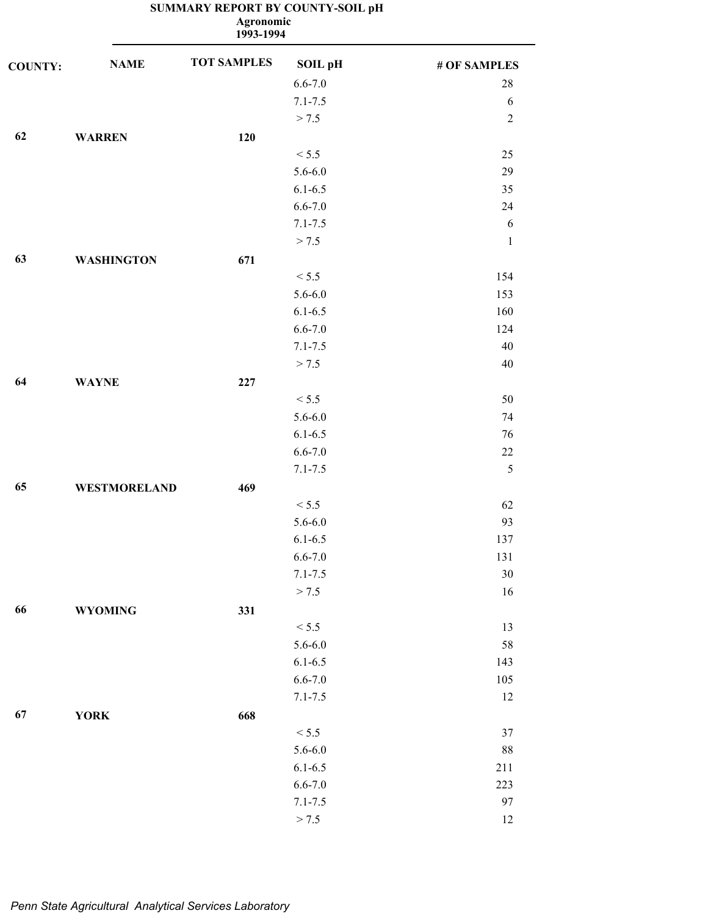**SUMMARY REPORT BY COUNTY-SOIL pH**
**Agronomic**
**1993-1994**

| COUNTY: | NAME | TOT SAMPLES | SOIL pH | # OF SAMPLES |
|---|---|---|---|---|
| | | | 6.6-7.0 | 28 |
| | | | 7.1-7.5 | 6 |
| | | | > 7.5 | 2 |
| **62** | **WARREN** | **120** | | |
| | | | < 5.5 | 25 |
| | | | 5.6-6.0 | 29 |
| | | | 6.1-6.5 | 35 |
| | | | 6.6-7.0 | 24 |
| | | | 7.1-7.5 | 6 |
| | | | > 7.5 | 1 |
| **63** | **WASHINGTON** | **671** | | |
| | | | < 5.5 | 154 |
| | | | 5.6-6.0 | 153 |
| | | | 6.1-6.5 | 160 |
| | | | 6.6-7.0 | 124 |
| | | | 7.1-7.5 | 40 |
| | | | > 7.5 | 40 |
| **64** | **WAYNE** | **227** | | |
| | | | < 5.5 | 50 |
| | | | 5.6-6.0 | 74 |
| | | | 6.1-6.5 | 76 |
| | | | 6.6-7.0 | 22 |
| | | | 7.1-7.5 | 5 |
| **65** | **WESTMORELAND** | **469** | | |
| | | | < 5.5 | 62 |
| | | | 5.6-6.0 | 93 |
| | | | 6.1-6.5 | 137 |
| | | | 6.6-7.0 | 131 |
| | | | 7.1-7.5 | 30 |
| | | | > 7.5 | 16 |
| **66** | **WYOMING** | **331** | | |
| | | | < 5.5 | 13 |
| | | | 5.6-6.0 | 58 |
| | | | 6.1-6.5 | 143 |
| | | | 6.6-7.0 | 105 |
| | | | 7.1-7.5 | 12 |
| **67** | **YORK** | **668** | | |
| | | | < 5.5 | 37 |
| | | | 5.6-6.0 | 88 |
| | | | 6.1-6.5 | 211 |
| | | | 6.6-7.0 | 223 |
| | | | 7.1-7.5 | 97 |
| | | | > 7.5 | 12 |